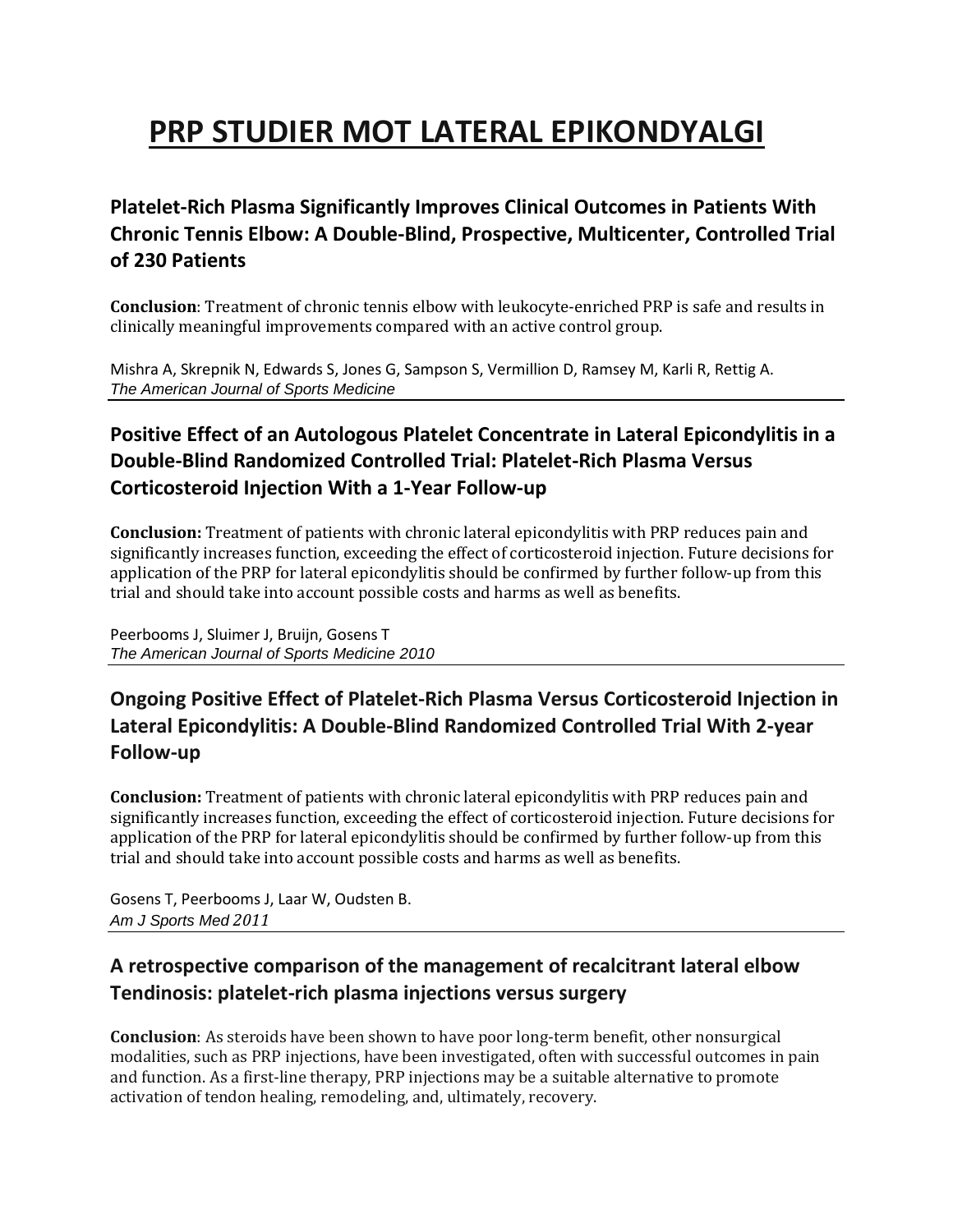# PRP STUDIER MOT LATERAL EPIKONDYALGI

## Platelet-Rich Plasma Significantly Improves Clinical Outcomes in Patients With Chronic Tennis Elbow: A Double-Blind, Prospective, Multicenter, Controlled Trial of 230 Patients

**Conclusion**: Treatment of chronic tennis elbow with leukocyte-enriched PRP is safe and results in clinically meaningful improvements compared with an active control group.

Mishra A, Skrepnik N, Edwards S, Jones G, Sampson S, Vermillion D, Ramsey M, Karli R, Rettig A.
*The American Journal of Sports Medicine*

---

## Positive Effect of an Autologous Platelet Concentrate in Lateral Epicondylitis in a Double-Blind Randomized Controlled Trial: Platelet-Rich Plasma Versus Corticosteroid Injection With a 1-Year Follow-up

**Conclusion:** Treatment of patients with chronic lateral epicondylitis with PRP reduces pain and significantly increases function, exceeding the effect of corticosteroid injection. Future decisions for application of the PRP for lateral epicondylitis should be confirmed by further follow-up from this trial and should take into account possible costs and harms as well as benefits.

Peerbooms J, Sluimer J, Bruijn, Gosens T
*The American Journal of Sports Medicine 2010*

---

## Ongoing Positive Effect of Platelet-Rich Plasma Versus Corticosteroid Injection in Lateral Epicondylitis: A Double-Blind Randomized Controlled Trial With 2-year Follow-up

**Conclusion:** Treatment of patients with chronic lateral epicondylitis with PRP reduces pain and significantly increases function, exceeding the effect of corticosteroid injection. Future decisions for application of the PRP for lateral epicondylitis should be confirmed by further follow-up from this trial and should take into account possible costs and harms as well as benefits.

Gosens T, Peerbooms J, Laar W, Oudsten B.
*Am J Sports Med 2011*

---

## A retrospective comparison of the management of recalcitrant lateral elbow Tendinosis: platelet-rich plasma injections versus surgery

**Conclusion**: As steroids have been shown to have poor long-term benefit, other nonsurgical modalities, such as PRP injections, have been investigated, often with successful outcomes in pain and function. As a first-line therapy, PRP injections may be a suitable alternative to promote activation of tendon healing, remodeling, and, ultimately, recovery.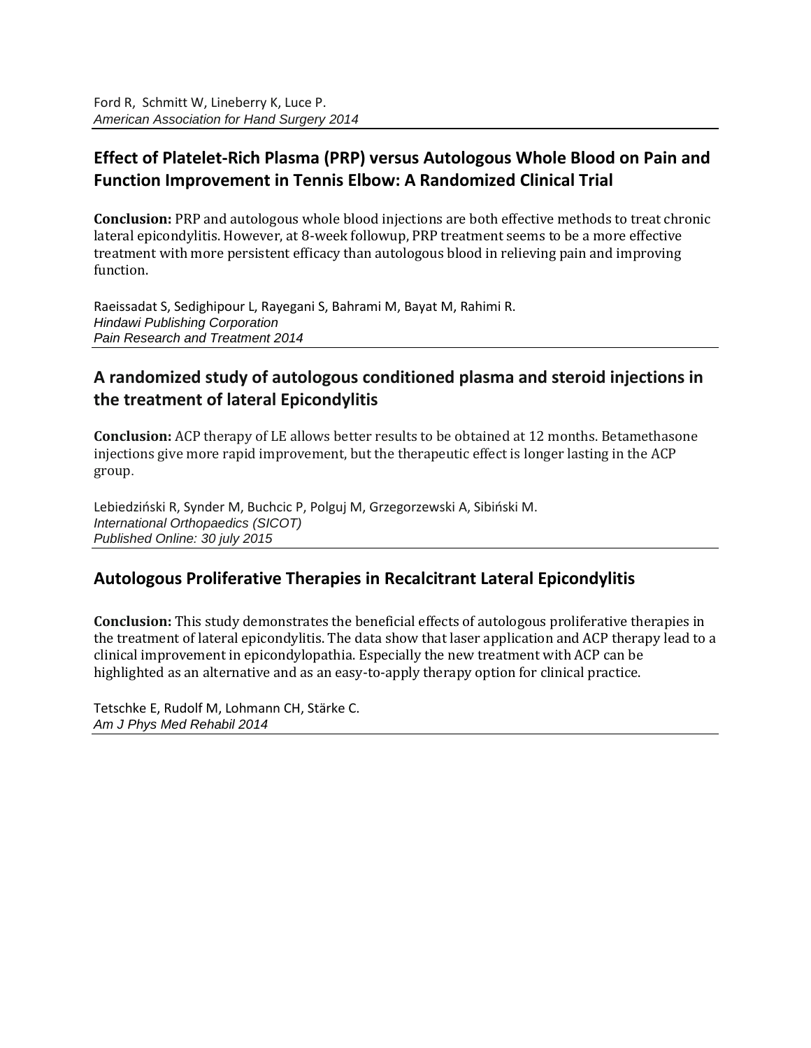Ford R, Schmitt W, Lineberry K, Luce P.
*American Association for Hand Surgery 2014*

## Effect of Platelet-Rich Plasma (PRP) versus Autologous Whole Blood on Pain and Function Improvement in Tennis Elbow: A Randomized Clinical Trial

**Conclusion:** PRP and autologous whole blood injections are both effective methods to treat chronic lateral epicondylitis. However, at 8-week followup, PRP treatment seems to be a more effective treatment with more persistent efficacy than autologous blood in relieving pain and improving function.

Raeissadat S, Sedighipour L, Rayegani S, Bahrami M, Bayat M, Rahimi R.
*Hindawi Publishing Corporation*
*Pain Research and Treatment 2014*

## A randomized study of autologous conditioned plasma and steroid injections in the treatment of lateral Epicondylitis

**Conclusion:** ACP therapy of LE allows better results to be obtained at 12 months. Betamethasone injections give more rapid improvement, but the therapeutic effect is longer lasting in the ACP group.

Lebiedziński R, Synder M, Buchcic P, Polguj M, Grzegorzewski A, Sibiński M.
*International Orthopaedics (SICOT)*
*Published Online: 30 july 2015*

## Autologous Proliferative Therapies in Recalcitrant Lateral Epicondylitis

**Conclusion:** This study demonstrates the beneficial effects of autologous proliferative therapies in the treatment of lateral epicondylitis. The data show that laser application and ACP therapy lead to a clinical improvement in epicondylopathia. Especially the new treatment with ACP can be highlighted as an alternative and as an easy-to-apply therapy option for clinical practice.

Tetschke E, Rudolf M, Lohmann CH, Stärke C.
*Am J Phys Med Rehabil 2014*